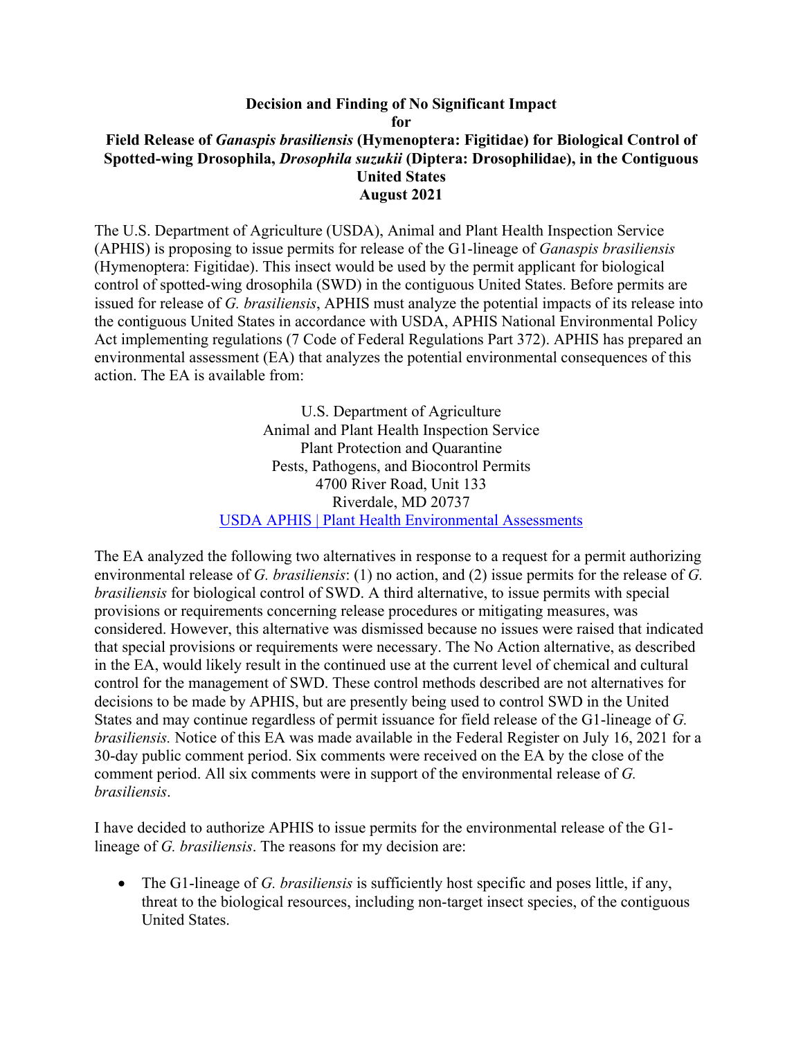**Decision and Finding of No Significant Impact**
**for**
**Field Release of *Ganaspis brasiliensis* (Hymenoptera: Figitidae) for Biological Control of Spotted-wing Drosophila, *Drosophila suzukii* (Diptera: Drosophilidae), in the Contiguous United States**
**August 2021**

The U.S. Department of Agriculture (USDA), Animal and Plant Health Inspection Service (APHIS) is proposing to issue permits for release of the G1-lineage of *Ganaspis brasiliensis* (Hymenoptera: Figitidae). This insect would be used by the permit applicant for biological control of spotted-wing drosophila (SWD) in the contiguous United States. Before permits are issued for release of *G. brasiliensis*, APHIS must analyze the potential impacts of its release into the contiguous United States in accordance with USDA, APHIS National Environmental Policy Act implementing regulations (7 Code of Federal Regulations Part 372). APHIS has prepared an environmental assessment (EA) that analyzes the potential environmental consequences of this action. The EA is available from:

U.S. Department of Agriculture
Animal and Plant Health Inspection Service
Plant Protection and Quarantine
Pests, Pathogens, and Biocontrol Permits
4700 River Road, Unit 133
Riverdale, MD 20737
[USDA APHIS | Plant Health Environmental Assessments]

The EA analyzed the following two alternatives in response to a request for a permit authorizing environmental release of *G. brasiliensis*: (1) no action, and (2) issue permits for the release of *G. brasiliensis* for biological control of SWD. A third alternative, to issue permits with special provisions or requirements concerning release procedures or mitigating measures, was considered. However, this alternative was dismissed because no issues were raised that indicated that special provisions or requirements were necessary. The No Action alternative, as described in the EA, would likely result in the continued use at the current level of chemical and cultural control for the management of SWD. These control methods described are not alternatives for decisions to be made by APHIS, but are presently being used to control SWD in the United States and may continue regardless of permit issuance for field release of the G1-lineage of *G. brasiliensis.* Notice of this EA was made available in the Federal Register on July 16, 2021 for a 30-day public comment period. Six comments were received on the EA by the close of the comment period. All six comments were in support of the environmental release of *G. brasiliensis*.

I have decided to authorize APHIS to issue permits for the environmental release of the G1-lineage of *G. brasiliensis*. The reasons for my decision are:

- The G1-lineage of *G. brasiliensis* is sufficiently host specific and poses little, if any, threat to the biological resources, including non-target insect species, of the contiguous United States.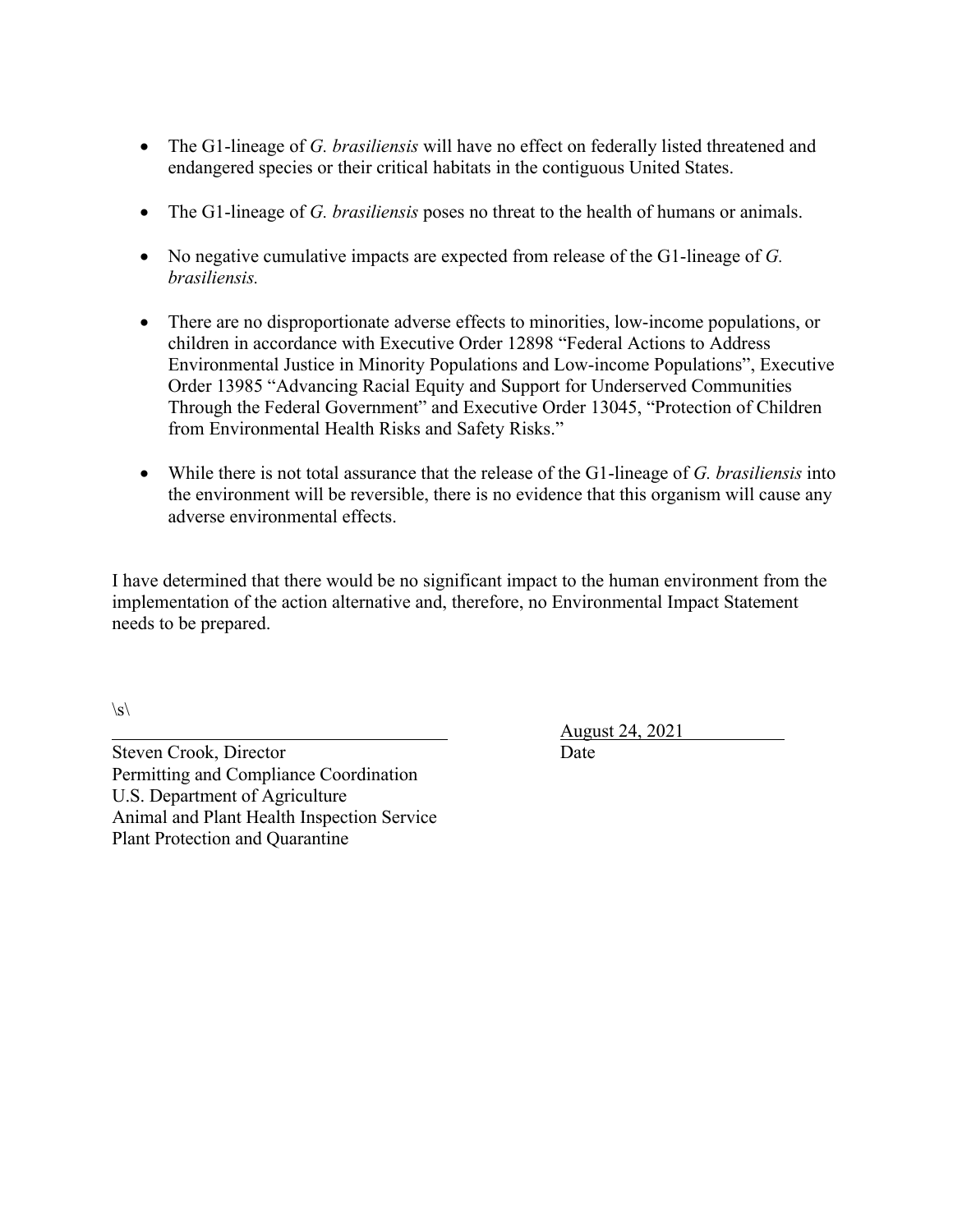- The G1-lineage of *G. brasiliensis* will have no effect on federally listed threatened and endangered species or their critical habitats in the contiguous United States.

- The G1-lineage of *G. brasiliensis* poses no threat to the health of humans or animals.

- No negative cumulative impacts are expected from release of the G1-lineage of *G. brasiliensis.*

- There are no disproportionate adverse effects to minorities, low-income populations, or children in accordance with Executive Order 12898 "Federal Actions to Address Environmental Justice in Minority Populations and Low-income Populations", Executive Order 13985 "Advancing Racial Equity and Support for Underserved Communities Through the Federal Government" and Executive Order 13045, "Protection of Children from Environmental Health Risks and Safety Risks."

- While there is not total assurance that the release of the G1-lineage of *G. brasiliensis* into the environment will be reversible, there is no evidence that this organism will cause any adverse environmental effects.

I have determined that there would be no significant impact to the human environment from the implementation of the action alternative and, therefore, no Environmental Impact Statement needs to be prepared.

\s\

Steven Crook, Director
Permitting and Compliance Coordination
U.S. Department of Agriculture
Animal and Plant Health Inspection Service
Plant Protection and Quarantine

August 24, 2021
Date